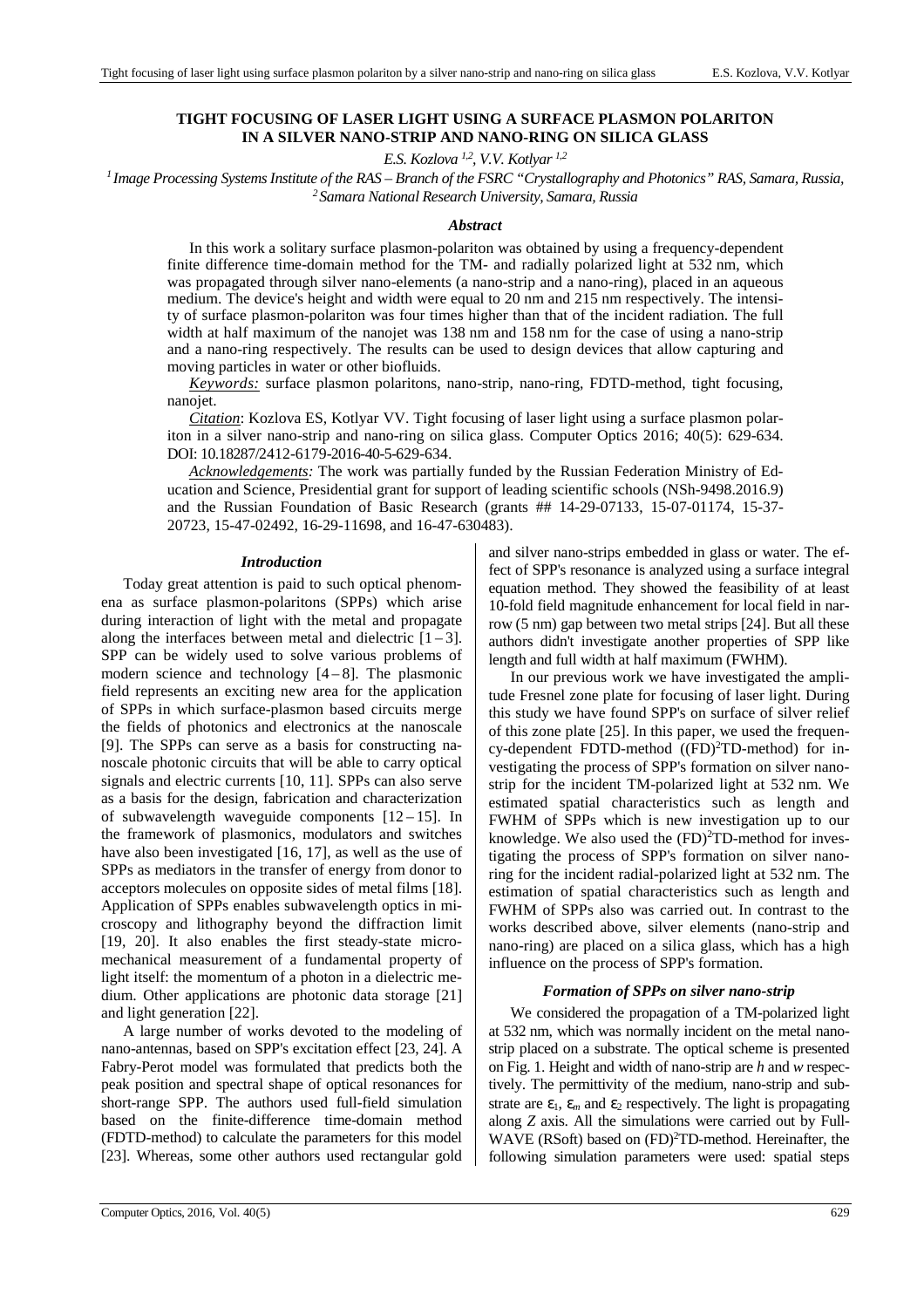# TIGHT FOCUSING OF LASER LIGHT USING A SURFACE PLASMON POLARITON IN A SILVER NANO-STRIP AND NANO-RING ON SILICA GLASS

*E.S. Kozlova [1,2], V.V. Kotlyar [1,2]*

[1] *Image Processing Systems Institute of the RAS – Branch of the FSRC "Crystallography and Photonics" RAS, Samara, Russia,*
[2] *Samara National Research University, Samara, Russia*

### *Abstract*

In this work a solitary surface plasmon-polariton was obtained by using a frequency-dependent finite difference time-domain method for the TM- and radially polarized light at 532 nm, which was propagated through silver nano-elements (a nano-strip and a nano-ring), placed in an aqueous medium. The device's height and width were equal to 20 nm and 215 nm respectively. The intensity of surface plasmon-polariton was four times higher than that of the incident radiation. The full width at half maximum of the nanojet was 138 nm and 158 nm for the case of using a nano-strip and a nano-ring respectively. The results can be used to design devices that allow capturing and moving particles in water or other biofluids.

*Keywords:* surface plasmon polaritons, nano-strip, nano-ring, FDTD-method, tight focusing, nanojet.

*Citation*: Kozlova ES, Kotlyar VV. Tight focusing of laser light using a surface plasmon polariton in a silver nano-strip and nano-ring on silica glass. Computer Optics 2016; 40(5): 629-634. DOI: 10.18287/2412-6179-2016-40-5-629-634.

*Acknowledgements:* The work was partially funded by the Russian Federation Ministry of Education and Science, Presidential grant for support of leading scientific schools (NSh-9498.2016.9) and the Russian Foundation of Basic Research (grants ## 14-29-07133, 15-07-01174, 15-37-20723, 15-47-02492, 16-29-11698, and 16-47-630483).

### *Introduction*

Today great attention is paid to such optical phenomena as surface plasmon-polaritons (SPPs) which arise during interaction of light with the metal and propagate along the interfaces between metal and dielectric [1 – 3]. SPP can be widely used to solve various problems of modern science and technology [4 – 8]. The plasmonic field represents an exciting new area for the application of SPPs in which surface-plasmon based circuits merge the fields of photonics and electronics at the nanoscale [9]. The SPPs can serve as a basis for constructing nanoscale photonic circuits that will be able to carry optical signals and electric currents [10, 11]. SPPs can also serve as a basis for the design, fabrication and characterization of subwavelength waveguide components [12 – 15]. In the framework of plasmonics, modulators and switches have also been investigated [16, 17], as well as the use of SPPs as mediators in the transfer of energy from donor to acceptors molecules on opposite sides of metal films [18]. Application of SPPs enables subwavelength optics in microscopy and lithography beyond the diffraction limit [19, 20]. It also enables the first steady-state micromechanical measurement of a fundamental property of light itself: the momentum of a photon in a dielectric medium. Other applications are photonic data storage [21] and light generation [22].

A large number of works devoted to the modeling of nano-antennas, based on SPP's excitation effect [23, 24]. A Fabry-Perot model was formulated that predicts both the peak position and spectral shape of optical resonances for short-range SPP. The authors used full-field simulation based on the finite-difference time-domain method (FDTD-method) to calculate the parameters for this model [23]. Whereas, some other authors used rectangular gold and silver nano-strips embedded in glass or water. The effect of SPP's resonance is analyzed using a surface integral equation method. They showed the feasibility of at least 10-fold field magnitude enhancement for local field in narrow (5 nm) gap between two metal strips [24]. But all these authors didn't investigate another properties of SPP like length and full width at half maximum (FWHM).

In our previous work we have investigated the amplitude Fresnel zone plate for focusing of laser light. During this study we have found SPP's on surface of silver relief of this zone plate [25]. In this paper, we used the frequency-dependent FDTD-method ($(FD)^2TD$-method) for investigating the process of SPP's formation on silver nanostrip for the incident TM-polarized light at 532 nm. We estimated spatial characteristics such as length and FWHM of SPPs which is new investigation up to our knowledge. We also used the $(FD)^2TD$-method for investigating the process of SPP's formation on silver nanoring for the incident radial-polarized light at 532 nm. The estimation of spatial characteristics such as length and FWHM of SPPs also was carried out. In contrast to the works described above, silver elements (nano-strip and nano-ring) are placed on a silica glass, which has a high influence on the process of SPP's formation.

### *Formation of SPPs on silver nano-strip*

We considered the propagation of a TM-polarized light at 532 nm, which was normally incident on the metal nanostrip placed on a substrate. The optical scheme is presented on Fig. 1. Height and width of nano-strip are *h* and *w* respectively. The permittivity of the medium, nano-strip and substrate are $\varepsilon_1$, $\varepsilon_m$ and $\varepsilon_2$ respectively. The light is propagating along *Z* axis. All the simulations were carried out by Full-WAVE (RSoft) based on $(FD)^2TD$-method. Hereinafter, the following simulation parameters were used: spatial steps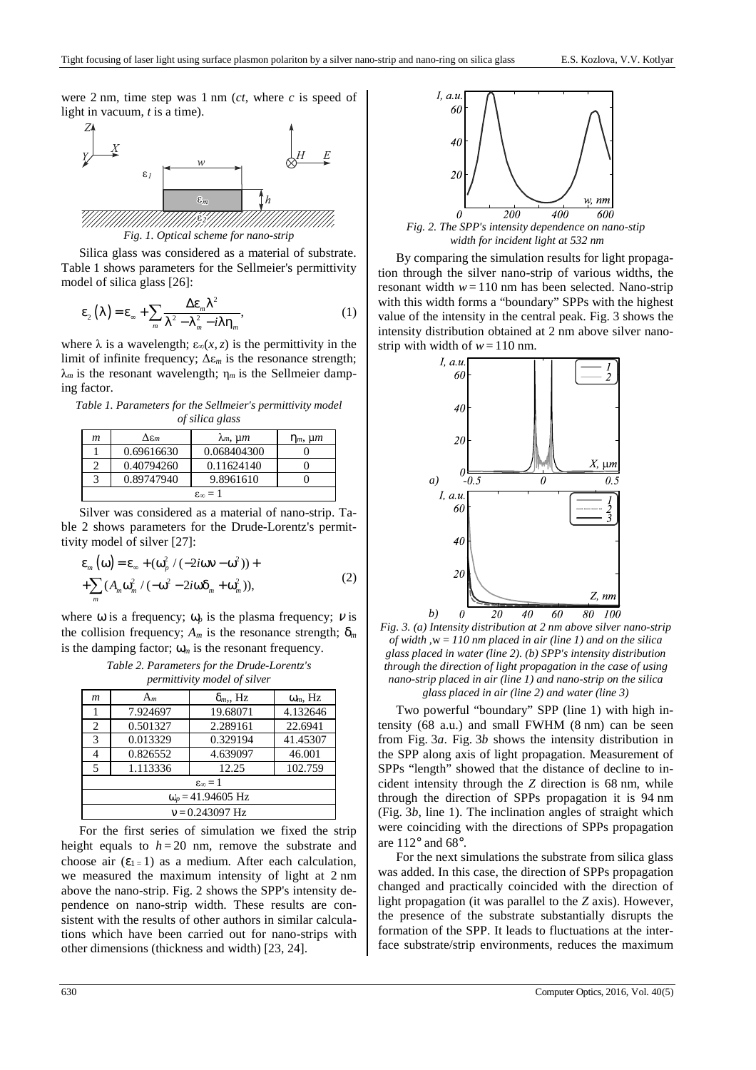were 2 nm, time step was 1 nm ($ct$, where $c$ is speed of light in vacuum, $t$ is a time).

*Fig. 1. Optical scheme for nano-strip*

Silica glass was considered as a material of substrate. Table 1 shows parameters for the Sellmeier's permittivity model of silica glass [26]:

$$\varepsilon_2(\lambda) = \varepsilon_\infty + \sum_m \frac{\Delta\varepsilon_m \lambda^2}{\lambda^2 - \lambda_m^2 - i\lambda\eta_m}, \qquad (1)$$

where $\lambda$ is a wavelength; $\varepsilon_\infty(x, z)$ is the permittivity in the limit of infinite frequency; $\Delta\varepsilon_m$ is the resonance strength; $\lambda_m$ is the resonant wavelength; $\eta_m$ is the Sellmeier damping factor.

*Table 1. Parameters for the Sellmeier's permittivity model of silica glass*

| $m$ | $\Delta\varepsilon_m$ | $\lambda_m$, μm | $\eta_m$, μm |
|---|---|---|---|
| 1 | 0.69616630 | 0.068404300 | 0 |
| 2 | 0.40794260 | 0.11624140 | 0 |
| 3 | 0.89747940 | 9.8961610 | 0 |
| $\varepsilon_\infty = 1$ | | | |

Silver was considered as a material of nano-strip. Table 2 shows parameters for the Drude-Lorentz's permittivity model of silver [27]:

$$\begin{aligned}\varepsilon_m(\omega) &= \varepsilon_\infty + (\omega_p^2 / (-2i\omega\nu - \omega^2)) + \\ &+ \sum_m (A_m \omega_m^2 / (-\omega^2 - 2i\omega\delta_m + \omega_m^2)),\end{aligned} \qquad (2)$$

where $\omega$ is a frequency; $\omega_p$ is the plasma frequency; $\nu$ is the collision frequency; $A_m$ is the resonance strength; $\delta_m$ is the damping factor; $\omega_m$ is the resonant frequency.

*Table 2. Parameters for the Drude-Lorentz's permittivity model of silver*

| $m$ | $A_m$ | $\delta_m$, Hz | $\omega_m$, Hz |
|---|---|---|---|
| 1 | 7.924697 | 19.68071 | 4.132646 |
| 2 | 0.501327 | 2.289161 | 22.6941 |
| 3 | 0.013329 | 0.329194 | 41.45307 |
| 4 | 0.826552 | 4.639097 | 46.001 |
| 5 | 1.113336 | 12.25 | 102.759 |
| $\varepsilon_\infty = 1$ | | | |
| $\omega_p = 41.94605$ Hz | | | |
| $\nu = 0.243097$ Hz | | | |

For the first series of simulation we fixed the strip height equals to $h = 20$ nm, remove the substrate and choose air ($\varepsilon_1 = 1$) as a medium. After each calculation, we measured the maximum intensity of light at 2 nm above the nano-strip. Fig. 2 shows the SPP's intensity dependence on nano-strip width. These results are consistent with the results of other authors in similar calculations which have been carried out for nano-strips with other dimensions (thickness and width) [23, 24].

*Fig. 2. The SPP's intensity dependence on nano-stip width for incident light at 532 nm*

By comparing the simulation results for light propagation through the silver nano-strip of various widths, the resonant width $w = 110$ nm has been selected. Nano-strip with this width forms a "boundary" SPPs with the highest value of the intensity in the central peak. Fig. 3 shows the intensity distribution obtained at 2 nm above silver nano-strip with width of $w = 110$ nm.

*Fig. 3. (a) Intensity distribution at 2 nm above silver nano-strip of width ,w = 110 nm placed in air (line 1) and on the silica glass placed in water (line 2). (b) SPP's intensity distribution through the direction of light propagation in the case of using nano-strip placed in air (line 1) and nano-strip on the silica glass placed in air (line 2) and water (line 3)*

Two powerful "boundary" SPP (line 1) with high intensity (68 a.u.) and small FWHM (8 nm) can be seen from Fig. 3*a*. Fig. 3*b* shows the intensity distribution in the SPP along axis of light propagation. Measurement of SPPs "length" showed that the distance of decline to incident intensity through the $Z$ direction is 68 nm, while through the direction of SPPs propagation it is 94 nm (Fig. 3*b*, line 1). The inclination angles of straight which were coinciding with the directions of SPPs propagation are 112° and 68°.

For the next simulations the substrate from silica glass was added. In this case, the direction of SPPs propagation changed and practically coincided with the direction of light propagation (it was parallel to the $Z$ axis). However, the presence of the substrate substantially disrupts the formation of the SPP. It leads to fluctuations at the interface substrate/strip environments, reduces the maximum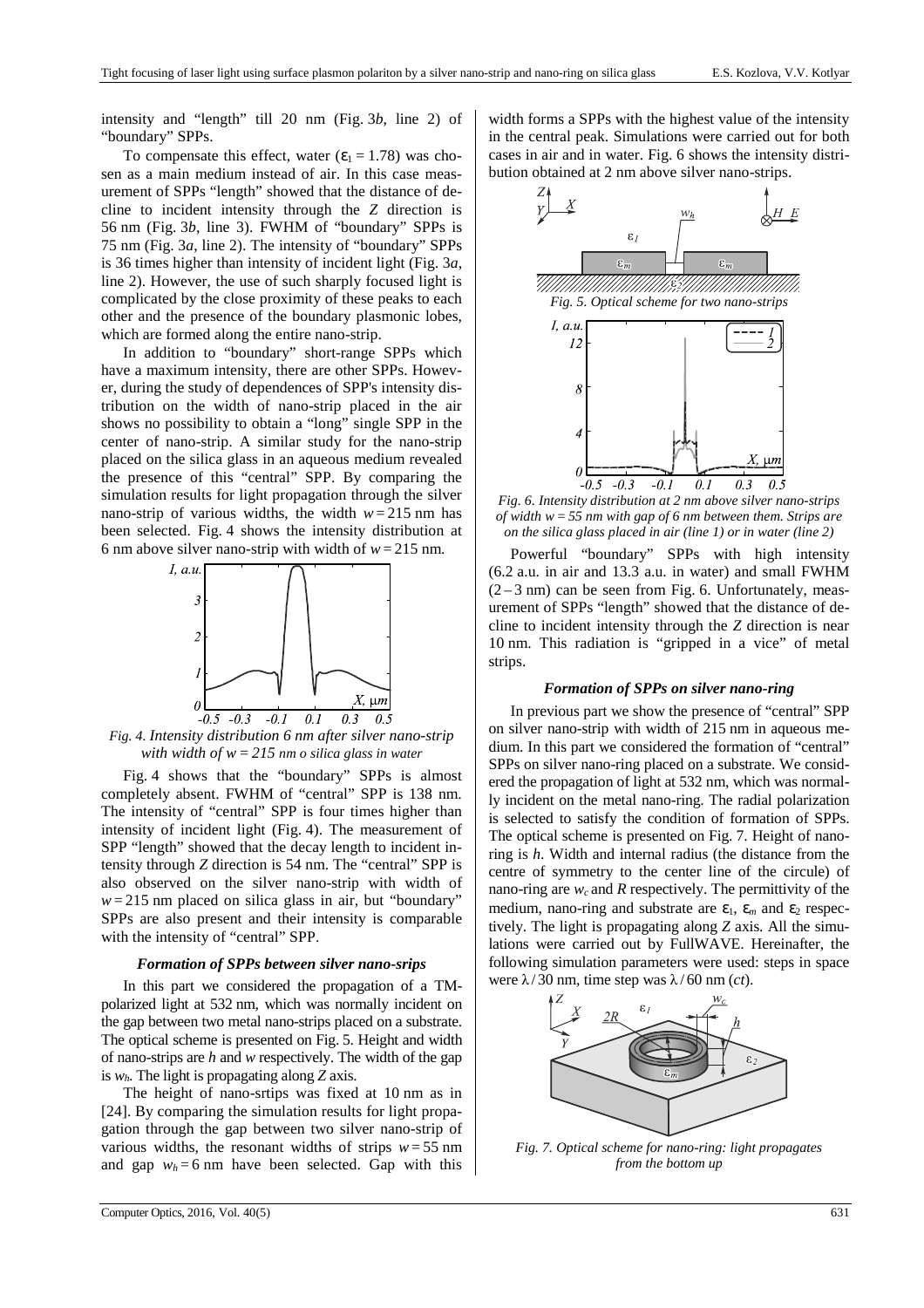intensity and "length" till 20 nm (Fig. 3*b*, line 2) of "boundary" SPPs.

To compensate this effect, water ($\varepsilon_1 = 1.78$) was chosen as a main medium instead of air. In this case measurement of SPPs "length" showed that the distance of decline to incident intensity through the *Z* direction is 56 nm (Fig. 3*b*, line 3). FWHM of "boundary" SPPs is 75 nm (Fig. 3*a*, line 2). The intensity of "boundary" SPPs is 36 times higher than intensity of incident light (Fig. 3*a*, line 2). However, the use of such sharply focused light is complicated by the close proximity of these peaks to each other and the presence of the boundary plasmonic lobes, which are formed along the entire nano-strip.

In addition to "boundary" short-range SPPs which have a maximum intensity, there are other SPPs. However, during the study of dependences of SPP's intensity distribution on the width of nano-strip placed in the air shows no possibility to obtain a "long" single SPP in the center of nano-strip. A similar study for the nano-strip placed on the silica glass in an aqueous medium revealed the presence of this "central" SPP. By comparing the simulation results for light propagation through the silver nano-strip of various widths, the width $w = 215$ nm has been selected. Fig. 4 shows the intensity distribution at 6 nm above silver nano-strip with width of $w = 215$ nm.

*Fig. 4. Intensity distribution 6 nm after silver nano-strip with width of w = 215 nm o silica glass in water*

Fig. 4 shows that the "boundary" SPPs is almost completely absent. FWHM of "central" SPP is 138 nm. The intensity of "central" SPP is four times higher than intensity of incident light (Fig. 4). The measurement of SPP "length" showed that the decay length to incident intensity through *Z* direction is 54 nm. The "central" SPP is also observed on the silver nano-strip with width of $w = 215$ nm placed on silica glass in air, but "boundary" SPPs are also present and their intensity is comparable with the intensity of "central" SPP.

### *Formation of SPPs between silver nano-srips*

In this part we considered the propagation of a TM-polarized light at 532 nm, which was normally incident on the gap between two metal nano-strips placed on a substrate. The optical scheme is presented on Fig. 5. Height and width of nano-strips are *h* and *w* respectively. The width of the gap is $w_h$. The light is propagating along *Z* axis.

The height of nano-srtips was fixed at 10 nm as in [24]. By comparing the simulation results for light propagation through the gap between two silver nano-strip of various widths, the resonant widths of strips $w = 55$ nm and gap $w_h = 6$ nm have been selected. Gap with this width forms a SPPs with the highest value of the intensity in the central peak. Simulations were carried out for both cases in air and in water. Fig. 6 shows the intensity distribution obtained at 2 nm above silver nano-strips.

*Fig. 5. Optical scheme for two nano-strips*

*Fig. 6. Intensity distribution at 2 nm above silver nano-strips of width w = 55 nm with gap of 6 nm between them. Strips are on the silica glass placed in air (line 1) or in water (line 2)*

Powerful "boundary" SPPs with high intensity (6.2 a.u. in air and 13.3 a.u. in water) and small FWHM (2 – 3 nm) can be seen from Fig. 6. Unfortunately, measurement of SPPs "length" showed that the distance of decline to incident intensity through the *Z* direction is near 10 nm. This radiation is "gripped in a vice" of metal strips.

### *Formation of SPPs on silver nano-ring*

In previous part we show the presence of "central" SPP on silver nano-strip with width of 215 nm in aqueous medium. In this part we considered the formation of "central" SPPs on silver nano-ring placed on a substrate. We considered the propagation of light at 532 nm, which was normally incident on the metal nano-ring. The radial polarization is selected to satisfy the condition of formation of SPPs. The optical scheme is presented on Fig. 7. Height of nano-ring is *h*. Width and internal radius (the distance from the centre of symmetry to the center line of the circle) of nano-ring are $w_c$ and *R* respectively. The permittivity of the medium, nano-ring and substrate are $\varepsilon_1$, $\varepsilon_m$ and $\varepsilon_2$ respectively. The light is propagating along *Z* axis. All the simulations were carried out by FullWAVE. Hereinafter, the following simulation parameters were used: steps in space were $\lambda / 30$ nm, time step was $\lambda / 60$ nm (*ct*).

*Fig. 7. Optical scheme for nano-ring: light propagates from the bottom up*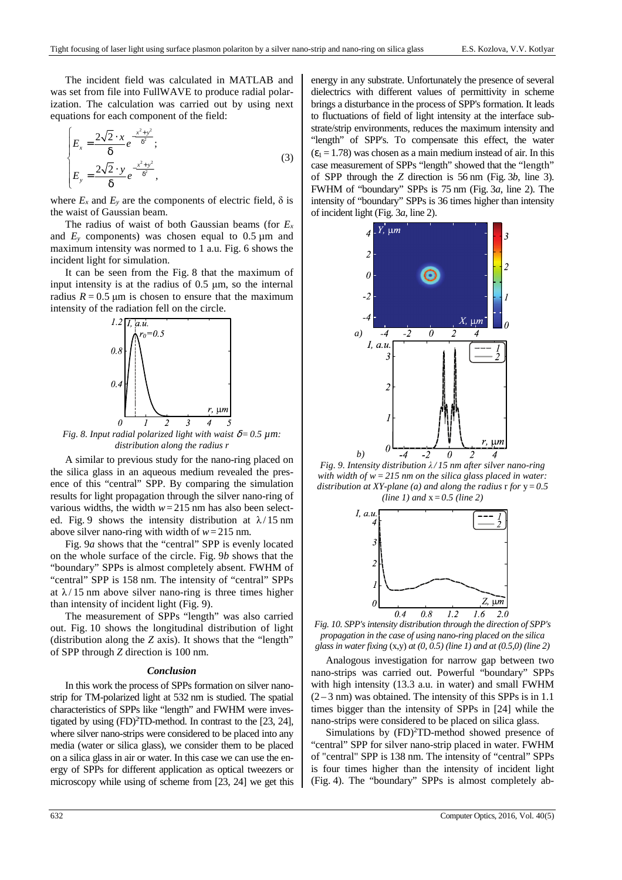The incident field was calculated in MATLAB and was set from file into FullWAVE to produce radial polarization. The calculation was carried out by using next equations for each component of the field:

$$\begin{cases} E_x = \dfrac{2\sqrt{2}\cdot x}{\delta} e^{-\frac{x^2+y^2}{\delta^2}}; \\ E_y = \dfrac{2\sqrt{2}\cdot y}{\delta} e^{-\frac{x^2+y^2}{\delta^2}}, \end{cases} \tag{3}$$

where $E_x$ and $E_y$ are the components of electric field, $\delta$ is the waist of Gaussian beam.

The radius of waist of both Gaussian beams (for $E_x$ and $E_y$ components) was chosen equal to 0.5 µm and maximum intensity was normed to 1 a.u. Fig. 6 shows the incident light for simulation.

It can be seen from the Fig. 8 that the maximum of input intensity is at the radius of 0.5 µm, so the internal radius $R = 0.5$ µm is chosen to ensure that the maximum intensity of the radiation fell on the circle.

*Fig. 8. Input radial polarized light with waist $\delta = 0.5$ µm: distribution along the radius r*

A similar to previous study for the nano-ring placed on the silica glass in an aqueous medium revealed the presence of this "central" SPP. By comparing the simulation results for light propagation through the silver nano-ring of various widths, the width $w = 215$ nm has also been selected. Fig. 9 shows the intensity distribution at $\lambda / 15$ nm above silver nano-ring with width of $w = 215$ nm.

Fig. 9*a* shows that the "central" SPP is evenly located on the whole surface of the circle. Fig. 9*b* shows that the "boundary" SPPs is almost completely absent. FWHM of "central" SPP is 158 nm. The intensity of "central" SPPs at $\lambda / 15$ nm above silver nano-ring is three times higher than intensity of incident light (Fig. 9).

The measurement of SPPs "length" was also carried out. Fig. 10 shows the longitudinal distribution of light (distribution along the *Z* axis). It shows that the "length" of SPP through *Z* direction is 100 nm.

### *Conclusion*

In this work the process of SPPs formation on silver nano-strip for TM-polarized light at 532 nm is studied. The spatial characteristics of SPPs like "length" and FWHM were investigated by using $(FD)^2$TD-method. In contrast to the [23, 24], where silver nano-strips were considered to be placed into any media (water or silica glass), we consider them to be placed on a silica glass in air or water. In this case we can use the energy of SPPs for different application as optical tweezers or microscopy while using of scheme from [23, 24] we get this energy in any substrate. Unfortunately the presence of several dielectrics with different values of permittivity in scheme brings a disturbance in the process of SPP's formation. It leads to fluctuations of field of light intensity at the interface substrate/strip environments, reduces the maximum intensity and "length" of SPP's. To compensate this effect, the water ($\varepsilon_1 = 1.78$) was chosen as a main medium instead of air. In this case measurement of SPPs "length" showed that the "length" of SPP through the *Z* direction is 56 nm (Fig. 3*b*, line 3). FWHM of "boundary" SPPs is 75 nm (Fig. 3*a*, line 2). The intensity of "boundary" SPPs is 36 times higher than intensity of incident light (Fig. 3*a*, line 2).

*Fig. 9. Intensity distribution $\lambda / 15$ nm after silver nano-ring with width of $w = 215$ nm on the silica glass placed in water: distribution at XY-plane (a) and along the radius r for $y = 0.5$ (line 1) and $x = 0.5$ (line 2)*

*Fig. 10. SPP's intensity distribution through the direction of SPP's propagation in the case of using nano-ring placed on the silica glass in water fixing (x,y) at (0, 0.5) (line 1) and at (0.5,0) (line 2)*

Analogous investigation for narrow gap between two nano-strips was carried out. Powerful "boundary" SPPs with high intensity (13.3 a.u. in water) and small FWHM (2 – 3 nm) was obtained. The intensity of this SPPs is in 1.1 times bigger than the intensity of SPPs in [24] while the nano-strips were considered to be placed on silica glass.

Simulations by $(FD)^2$TD-method showed presence of "central" SPP for silver nano-strip placed in water. FWHM of "central" SPP is 138 nm. The intensity of "central" SPPs is four times higher than the intensity of incident light (Fig. 4). The "boundary" SPPs is almost completely ab-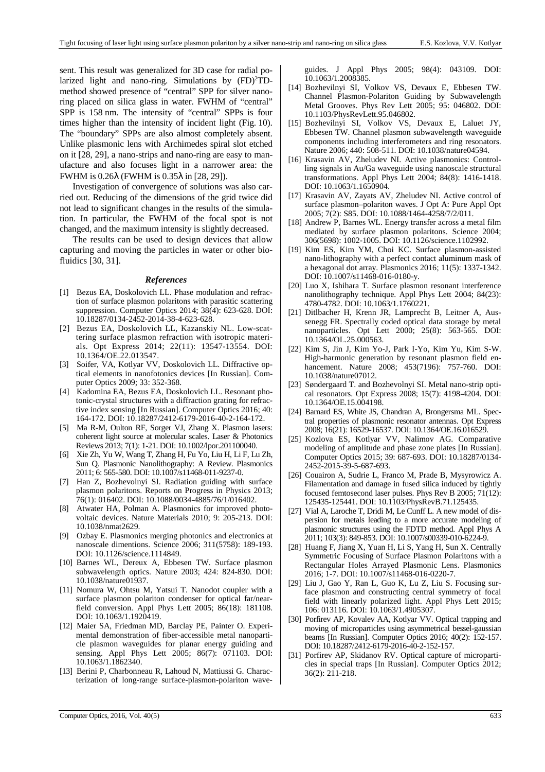sent. This result was generalized for 3D case for radial polarized light and nano-ring. Simulations by $(FD)^2TD$-method showed presence of "central" SPP for silver nano-ring placed on silica glass in water. FWHM of "central" SPP is 158 nm. The intensity of "central" SPPs is four times higher than the intensity of incident light (Fig. 10). The "boundary" SPPs are also almost completely absent. Unlike plasmonic lens with Archimedes spiral slot etched on it [28, 29], a nano-strips and nano-ring are easy to manufacture and also focuses light in a narrower area: the FWHM is $0.26\lambda$ (FWHM is $0.35\lambda$ in [28, 29]).

Investigation of convergence of solutions was also carried out. Reducing of the dimensions of the grid twice did not lead to significant changes in the results of the simulation. In particular, the FWHM of the focal spot is not changed, and the maximum intensity is slightly decreased.

The results can be used to design devices that allow capturing and moving the particles in water or other biofluidics [30, 31].

### *References*

[1] Bezus EA, Doskolovich LL. Phase modulation and refraction of surface plasmon polaritons with parasitic scattering suppression. Computer Optics 2014; 38(4): 623-628. DOI: 10.18287/0134-2452-2014-38-4-623-628.

[2] Bezus EA, Doskolovich LL, Kazanskiy NL. Low-scattering surface plasmon refraction with isotropic materials. Opt Express 2014; 22(11): 13547-13554. DOI: 10.1364/OE.22.013547.

[3] Soifer, VA, Kotlyar VV, Doskolovich LL. Diffractive optical elements in nanofotonics devices [In Russian]. Computer Optics 2009; 33: 352-368.

[4] Kadomina EA, Bezus EA, Doskolovich LL. Resonant photonic-crystal structures with a diffraction grating for refractive index sensing [In Russian]. Computer Optics 2016; 40: 164-172. DOI: 10.18287/2412-6179-2016-40-2-164-172.

[5] Ma R-M, Oulton RF, Sorger VJ, Zhang X. Plasmon lasers: coherent light source at molecular scales. Laser & Photonics Reviews 2013; 7(1): 1-21. DOI: 10.1002/lpor.201100040.

[6] Xie Zh, Yu W, Wang T, Zhang H, Fu Yo, Liu H, Li F, Lu Zh, Sun Q. Plasmonic Nanolithography: A Review. Plasmonics 2011; 6: 565-580. DOI: 10.1007/s11468-011-9237-0.

[7] Han Z, Bozhevolnyi SI. Radiation guiding with surface plasmon polaritons. Reports on Progress in Physics 2013; 76(1): 016402. DOI: 10.1088/0034-4885/76/1/016402.

[8] Atwater HA, Polman A. Plasmonics for improved photovoltaic devices. Nature Materials 2010; 9: 205-213. DOI: 10.1038/nmat2629.

[9] Ozbay E. Plasmonics merging photonics and electronics at nanoscale dimentions. Science 2006; 311(5758): 189-193. DOI: 10.1126/science.1114849.

[10] Barnes WL, Dereux A, Ebbesen TW. Surface plasmon subwavelength optics. Nature 2003; 424: 824-830. DOI: 10.1038/nature01937.

[11] Nomura W, Ohtsu M, Yatsui T. Nanodot coupler with a surface plasmon polariton condenser for optical far/near-field conversion. Appl Phys Lett 2005; 86(18): 181108. DOI: 10.1063/1.1920419.

[12] Maier SA, Friedman MD, Barclay PE, Painter O. Experimental demonstration of fiber-accessible metal nanoparticle plasmon waveguides for planar energy guiding and sensing. Appl Phys Lett 2005; 86(7): 071103. DOI: 10.1063/1.1862340.

[13] Berini P, Charbonneau R, Lahoud N, Mattiussi G. Characterization of long-range surface-plasmon-polariton waveguides. J Appl Phys 2005; 98(4): 043109. DOI: 10.1063/1.2008385.

[14] Bozhevilnyi SI, Volkov VS, Devaux E, Ebbesen TW. Channel Plasmon-Polariton Guiding by Subwavelength Metal Grooves. Phys Rev Lett 2005; 95: 046802. DOI: 10.1103/PhysRevLett.95.046802.

[15] Bozhevilnyi SI, Volkov VS, Devaux E, Laluet JY, Ebbesen TW. Channel plasmon subwavelength waveguide components including interferometers and ring resonators. Nature 2006; 440: 508-511. DOI: 10.1038/nature04594.

[16] Krasavin AV, Zheludev NI. Active plasmonics: Controlling signals in Au/Ga waveguide using nanoscale structural transformations. Appl Phys Lett 2004; 84(8): 1416-1418. DOI: 10.1063/1.1650904.

[17] Krasavin AV, Zayats AV, Zheludev NI. Active control of surface plasmon–polariton waves. J Opt A: Pure Appl Opt 2005; 7(2): S85. DOI: 10.1088/1464-4258/7/2/011.

[18] Andrew P, Barnes WL. Energy transfer across a metal film mediated by surface plasmon polaritons. Science 2004; 306(5698): 1002-1005. DOI: 10.1126/science.1102992.

[19] Kim ES, Kim YM, Choi KC. Surface plasmon-assisted nano-lithography with a perfect contact aluminum mask of a hexagonal dot array. Plasmonics 2016; 11(5): 1337-1342. DOI: 10.1007/s11468-016-0180-y.

[20] Luo X, Ishihara T. Surface plasmon resonant interference nanolithography technique. Appl Phys Lett 2004; 84(23): 4780-4782. DOI: 10.1063/1.1760221.

[21] Ditlbacher H, Krenn JR, Lamprecht B, Leitner A, Aussenegg FR. Spectrally coded optical data storage by metal nanoparticles. Opt Lett 2000; 25(8): 563-565. DOI: 10.1364/OL.25.000563.

[22] Kim S, Jin J, Kim Yo-J, Park I-Yo, Kim Yu, Kim S-W. High-harmonic generation by resonant plasmon field enhancement. Nature 2008; 453(7196): 757-760. DOI: 10.1038/nature07012.

[23] Søndergaard T. and Bozhevolnyi SI. Metal nano-strip optical resonators. Opt Express 2008; 15(7): 4198-4204. DOI: 10.1364/OE.15.004198.

[24] Barnard ES, White JS, Chandran A, Brongersma ML. Spectral properties of plasmonic resonator antennas. Opt Express 2008; 16(21): 16529-16537. DOI: 10.1364/OE.16.016529.

[25] Kozlova ES, Kotlyar VV, Nalimov AG. Comparative modeling of amplitude and phase zone plates [In Russian]. Computer Optics 2015; 39: 687-693. DOI: 10.18287/0134-2452-2015-39-5-687-693.

[26] Couairon A, Sudrie L, Franco M, Prade B, Mysyrowicz A. Filamentation and damage in fused silica induced by tightly focused femtosecond laser pulses. Phys Rev B 2005; 71(12): 125435-125441. DOI: 10.1103/PhysRevB.71.125435.

[27] Vial A, Laroche T, Dridi M, Le Cunff L. A new model of dispersion for metals leading to a more accurate modeling of plasmonic structures using the FDTD method. Appl Phys A 2011; 103(3): 849-853. DOI: 10.1007/s00339-010-6224-9.

[28] Huang F, Jiang X, Yuan H, Li S, Yang H, Sun X. Centrally Symmetric Focusing of Surface Plasmon Polaritons with a Rectangular Holes Arrayed Plasmonic Lens. Plasmonics 2016; 1-7. DOI: 10.1007/s11468-016-0220-7.

[29] Liu J, Gao Y, Ran L, Guo K, Lu Z, Liu S. Focusing surface plasmon and constructing central symmetry of focal field with linearly polarized light. Appl Phys Lett 2015; 106: 013116. DOI: 10.1063/1.4905307.

[30] Porfirev AP, Kovalev AA, Kotlyar VV. Optical trapping and moving of microparticles using asymmetrical bessel-gaussian beams [In Russian]. Computer Optics 2016; 40(2): 152-157. DOI: 10.18287/2412-6179-2016-40-2-152-157.

[31] Porfirev AP, Skidanov RV. Optical capture of microparticles in special traps [In Russian]. Computer Optics 2012; 36(2): 211-218.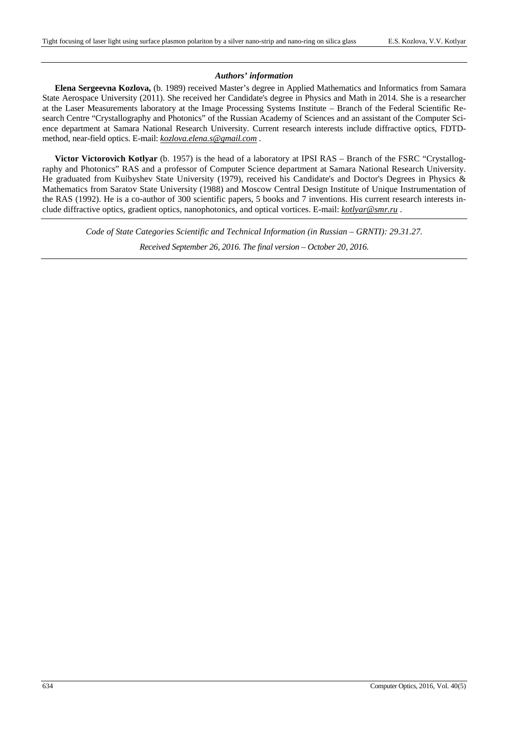### *Authors' information*

**Elena Sergeevna Kozlova,** (b. 1989) received Master's degree in Applied Mathematics and Informatics from Samara State Aerospace University (2011). She received her Candidate's degree in Physics and Math in 2014. She is a researcher at the Laser Measurements laboratory at the Image Processing Systems Institute – Branch of the Federal Scientific Research Centre "Crystallography and Photonics" of the Russian Academy of Sciences and an assistant of the Computer Science department at Samara National Research University. Current research interests include diffractive optics, FDTD-method, near-field optics. E-mail: *kozlova.elena.s@gmail.com* .

**Victor Victorovich Kotlyar** (b. 1957) is the head of a laboratory at IPSI RAS – Branch of the FSRC "Crystallography and Photonics" RAS and a professor of Computer Science department at Samara National Research University. He graduated from Kuibyshev State University (1979), received his Candidate's and Doctor's Degrees in Physics & Mathematics from Saratov State University (1988) and Moscow Central Design Institute of Unique Instrumentation of the RAS (1992). He is a co-author of 300 scientific papers, 5 books and 7 inventions. His current research interests include diffractive optics, gradient optics, nanophotonics, and optical vortices. E-mail: *kotlyar@smr.ru* .

*Code of State Categories Scientific and Technical Information (in Russian – GRNTI): 29.31.27.*

*Received September 26, 2016. The final version – October 20, 2016.*